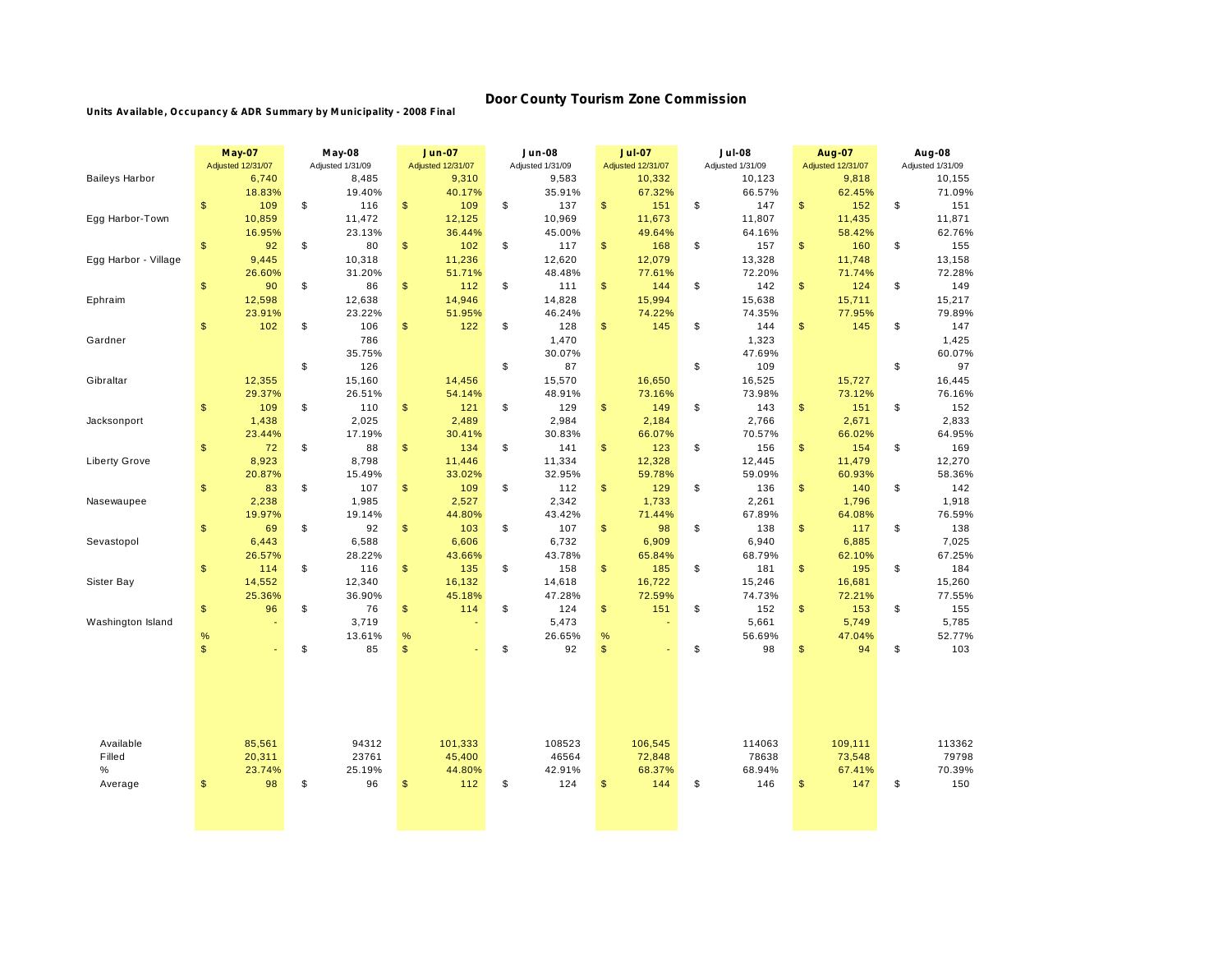# Door County Tourism Zone Commission

**Units Available, Occupancy & ADR Summary by Municipality - 2008 Final**

| | May-07 | May-08 | Jun-07 | Jun-08 | Jul-07 | Jul-08 | Aug-07 | Aug-08 |
|---|---|---|---|---|---|---|---|---|
| | Adjusted 12/31/07 | Adjusted 1/31/09 | Adjusted 12/31/07 | Adjusted 1/31/09 | Adjusted 12/31/07 | Adjusted 1/31/09 | Adjusted 12/31/07 | Adjusted 1/31/09 |
| Baileys Harbor | 6,740 | 8,485 | 9,310 | 9,583 | 10,332 | 10,123 | 9,818 | 10,155 |
| | 18.83% | 19.40% | 40.17% | 35.91% | 67.32% | 66.57% | 62.45% | 71.09% |
| | $ 109 | $ 116 | $ 109 | $ 137 | $ 151 | $ 147 | $ 152 | $ 151 |
| Egg Harbor-Town | 10,859 | 11,472 | 12,125 | 10,969 | 11,673 | 11,807 | 11,435 | 11,871 |
| | 16.95% | 23.13% | 36.44% | 45.00% | 49.64% | 64.16% | 58.42% | 62.76% |
| | $ 92 | $ 80 | $ 102 | $ 117 | $ 168 | $ 157 | $ 160 | $ 155 |
| Egg Harbor - Village | 9,445 | 10,318 | 11,236 | 12,620 | 12,079 | 13,328 | 11,748 | 13,158 |
| | 26.60% | 31.20% | 51.71% | 48.48% | 77.61% | 72.20% | 71.74% | 72.28% |
| | $ 90 | $ 86 | $ 112 | $ 111 | $ 144 | $ 142 | $ 124 | $ 149 |
| Ephraim | 12,598 | 12,638 | 14,946 | 14,828 | 15,994 | 15,638 | 15,711 | 15,217 |
| | 23.91% | 23.22% | 51.95% | 46.24% | 74.22% | 74.35% | 77.95% | 79.89% |
| | $ 102 | $ 106 | $ 122 | $ 128 | $ 145 | $ 144 | $ 145 | $ 147 |
| Gardner | | 786 | | 1,470 | | 1,323 | | 1,425 |
| | | 35.75% | | 30.07% | | 47.69% | | 60.07% |
| | | $ 126 | | $ 87 | | $ 109 | | $ 97 |
| Gibraltar | 12,355 | 15,160 | 14,456 | 15,570 | 16,650 | 16,525 | 15,727 | 16,445 |
| | 29.37% | 26.51% | 54.14% | 48.91% | 73.16% | 73.98% | 73.12% | 76.16% |
| | $ 109 | $ 110 | $ 121 | $ 129 | $ 149 | $ 143 | $ 151 | $ 152 |
| Jacksonport | 1,438 | 2,025 | 2,489 | 2,984 | 2,184 | 2,766 | 2,671 | 2,833 |
| | 23.44% | 17.19% | 30.41% | 30.83% | 66.07% | 70.57% | 66.02% | 64.95% |
| | $ 72 | $ 88 | $ 134 | $ 141 | $ 123 | $ 156 | $ 154 | $ 169 |
| Liberty Grove | 8,923 | 8,798 | 11,446 | 11,334 | 12,328 | 12,445 | 11,479 | 12,270 |
| | 20.87% | 15.49% | 33.02% | 32.95% | 59.78% | 59.09% | 60.93% | 58.36% |
| | $ 83 | $ 107 | $ 109 | $ 112 | $ 129 | $ 136 | $ 140 | $ 142 |
| Nasewaupee | 2,238 | 1,985 | 2,527 | 2,342 | 1,733 | 2,261 | 1,796 | 1,918 |
| | 19.97% | 19.14% | 44.80% | 43.42% | 71.44% | 67.89% | 64.08% | 76.59% |
| | $ 69 | $ 92 | $ 103 | $ 107 | $ 98 | $ 138 | $ 117 | $ 138 |
| Sevastopol | 6,443 | 6,588 | 6,606 | 6,732 | 6,909 | 6,940 | 6,885 | 7,025 |
| | 26.57% | 28.22% | 43.66% | 43.78% | 65.84% | 68.79% | 62.10% | 67.25% |
| | $ 114 | $ 116 | $ 135 | $ 158 | $ 185 | $ 181 | $ 195 | $ 184 |
| Sister Bay | 14,552 | 12,340 | 16,132 | 14,618 | 16,722 | 15,246 | 16,681 | 15,260 |
| | 25.36% | 36.90% | 45.18% | 47.28% | 72.59% | 74.73% | 72.21% | 77.55% |
| | $ 96 | $ 76 | $ 114 | $ 124 | $ 151 | $ 152 | $ 153 | $ 155 |
| Washington Island | - | 3,719 | - | 5,473 | - | 5,661 | 5,749 | 5,785 |
| | % | 13.61% | % | 26.65% | % | 56.69% | 47.04% | 52.77% |
| | $ - | $ 85 | $ - | $ 92 | $ - | $ 98 | $ 94 | $ 103 |
| Available | 85,561 | 94312 | 101,333 | 108523 | 106,545 | 114063 | 109,111 | 113362 |
| Filled | 20,311 | 23761 | 45,400 | 46564 | 72,848 | 78638 | 73,548 | 79798 |
| % | 23.74% | 25.19% | 44.80% | 42.91% | 68.37% | 68.94% | 67.41% | 70.39% |
| Average | $ 98 | $ 96 | $ 112 | $ 124 | $ 144 | $ 146 | $ 147 | $ 150 |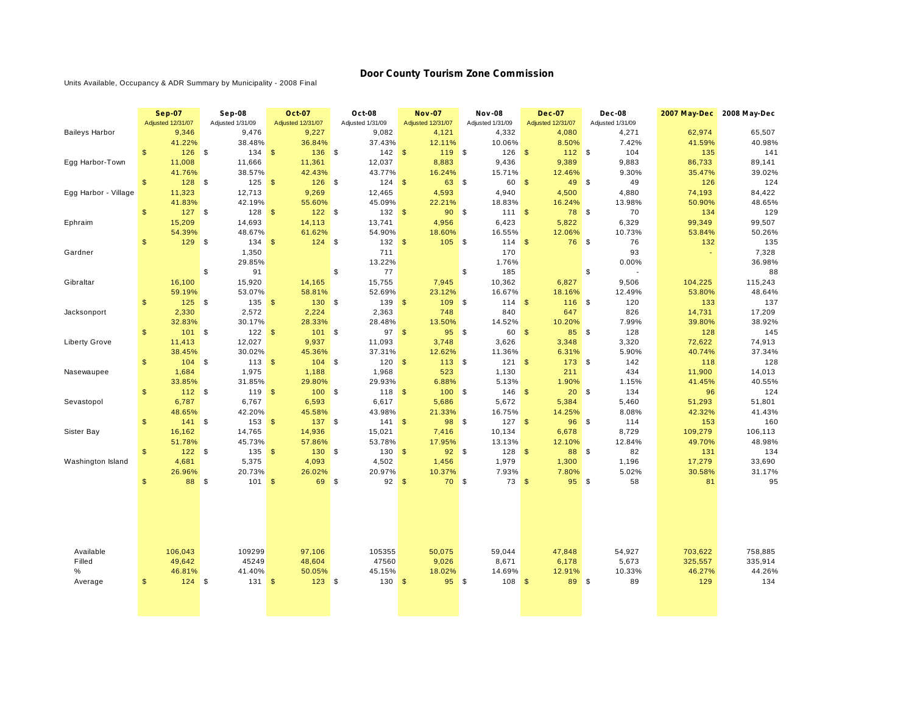# Door County Tourism Zone Commission

Units Available, Occupancy & ADR Summary by Municipality - 2008 Final

| | Sep-07 | Sep-08 | Oct-07 | Oct-08 | Nov-07 | Nov-08 | Dec-07 | Dec-08 | 2007 May-Dec | 2008 May-Dec |
|---|---|---|---|---|---|---|---|---|---|---|
| | Adjusted 12/31/07 | Adjusted 1/31/09 | Adjusted 12/31/07 | Adjusted 1/31/09 | Adjusted 12/31/07 | Adjusted 1/31/09 | Adjusted 12/31/07 | Adjusted 1/31/09 | | |
| Baileys Harbor | 9,346 | 9,476 | 9,227 | 9,082 | 4,121 | 4,332 | 4,080 | 4,271 | 62,974 | 65,507 |
| | 41.22% | 38.48% | 36.84% | 37.43% | 12.11% | 10.06% | 8.50% | 7.42% | 41.59% | 40.98% |
| | $ 126 | $ 134 | $ 136 | $ 142 | $ 119 | $ 126 | $ 112 | $ 104 | 135 | 141 |
| Egg Harbor-Town | 11,008 | 11,666 | 11,361 | 12,037 | 8,883 | 9,436 | 9,389 | 9,883 | 86,733 | 89,141 |
| | 41.76% | 38.57% | 42.43% | 43.77% | 16.24% | 15.71% | 12.46% | 9.30% | 35.47% | 39.02% |
| | $ 128 | $ 125 | $ 126 | $ 124 | $ 63 | $ 60 | $ 49 | $ 49 | 126 | 124 |
| Egg Harbor - Village | 11,323 | 12,713 | 9,269 | 12,465 | 4,593 | 4,940 | 4,500 | 4,880 | 74,193 | 84,422 |
| | 41.83% | 42.19% | 55.60% | 45.09% | 22.21% | 18.83% | 16.24% | 13.98% | 50.90% | 48.65% |
| | $ 127 | $ 128 | $ 122 | $ 132 | $ 90 | $ 111 | $ 78 | $ 70 | 134 | 129 |
| Ephraim | 15,209 | 14,693 | 14,113 | 13,741 | 4,956 | 6,423 | 5,822 | 6,329 | 99,349 | 99,507 |
| | 54.39% | 48.67% | 61.62% | 54.90% | 18.60% | 16.55% | 12.06% | 10.73% | 53.84% | 50.26% |
| | $ 129 | $ 134 | $ 124 | $ 132 | $ 105 | $ 114 | $ 76 | $ 76 | 132 | 135 |
| Gardner | | 1,350 | | 711 | | 170 | | 93 | - | 7,328 |
| | | 29.85% | | 13.22% | | 1.76% | | 0.00% | | 36.98% |
| | | $ 91 | | $ 77 | | $ 185 | | $ - | | 88 |
| Gibraltar | 16,100 | 15,920 | 14,165 | 15,755 | 7,945 | 10,362 | 6,827 | 9,506 | 104,225 | 115,243 |
| | 59.19% | 53.07% | 58.81% | 52.69% | 23.12% | 16.67% | 18.16% | 12.49% | 53.80% | 48.64% |
| | $ 125 | $ 135 | $ 130 | $ 139 | $ 109 | $ 114 | $ 116 | $ 120 | 133 | 137 |
| Jacksonport | 2,330 | 2,572 | 2,224 | 2,363 | 748 | 840 | 647 | 826 | 14,731 | 17,209 |
| | 32.83% | 30.17% | 28.33% | 28.48% | 13.50% | 14.52% | 10.20% | 7.99% | 39.80% | 38.92% |
| | $ 101 | $ 122 | $ 101 | $ 97 | $ 95 | $ 60 | $ 85 | $ 128 | 128 | 145 |
| Liberty Grove | 11,413 | 12,027 | 9,937 | 11,093 | 3,748 | 3,626 | 3,348 | 3,320 | 72,622 | 74,913 |
| | 38.45% | 30.02% | 45.36% | 37.31% | 12.62% | 11.36% | 6.31% | 5.90% | 40.74% | 37.34% |
| | $ 104 | $ 113 | $ 104 | $ 120 | $ 113 | $ 121 | $ 173 | $ 142 | 118 | 128 |
| Nasewaupee | 1,684 | 1,975 | 1,188 | 1,968 | 523 | 1,130 | 211 | 434 | 11,900 | 14,013 |
| | 33.85% | 31.85% | 29.80% | 29.93% | 6.88% | 5.13% | 1.90% | 1.15% | 41.45% | 40.55% |
| | $ 112 | $ 119 | $ 100 | $ 118 | $ 100 | $ 146 | $ 20 | $ 134 | 96 | 124 |
| Sevastopol | 6,787 | 6,767 | 6,593 | 6,617 | 5,686 | 5,672 | 5,384 | 5,460 | 51,293 | 51,801 |
| | 48.65% | 42.20% | 45.58% | 43.98% | 21.33% | 16.75% | 14.25% | 8.08% | 42.32% | 41.43% |
| | $ 141 | $ 153 | $ 137 | $ 141 | $ 98 | $ 127 | $ 96 | $ 114 | 153 | 160 |
| Sister Bay | 16,162 | 14,765 | 14,936 | 15,021 | 7,416 | 10,134 | 6,678 | 8,729 | 109,279 | 106,113 |
| | 51.78% | 45.73% | 57.86% | 53.78% | 17.95% | 13.13% | 12.10% | 12.84% | 49.70% | 48.98% |
| | $ 122 | $ 135 | $ 130 | $ 130 | $ 92 | $ 128 | $ 88 | $ 82 | 131 | 134 |
| Washington Island | 4,681 | 5,375 | 4,093 | 4,502 | 1,456 | 1,979 | 1,300 | 1,196 | 17,279 | 33,690 |
| | 26.96% | 20.73% | 26.02% | 20.97% | 10.37% | 7.93% | 7.80% | 5.02% | 30.58% | 31.17% |
| | $ 88 | $ 101 | $ 69 | $ 92 | $ 70 | $ 73 | $ 95 | $ 58 | 81 | 95 |
| Available | 106,043 | 109299 | 97,106 | 105355 | 50,075 | 59,044 | 47,848 | 54,927 | 703,622 | 758,885 |
| Filled | 49,642 | 45249 | 48,604 | 47560 | 9,026 | 8,671 | 6,178 | 5,673 | 325,557 | 335,914 |
| % | 46.81% | 41.40% | 50.05% | 45.15% | 18.02% | 14.69% | 12.91% | 10.33% | 46.27% | 44.26% |
| Average | $ 124 | $ 131 | $ 123 | $ 130 | $ 95 | $ 108 | $ 89 | $ 89 | 129 | 134 |